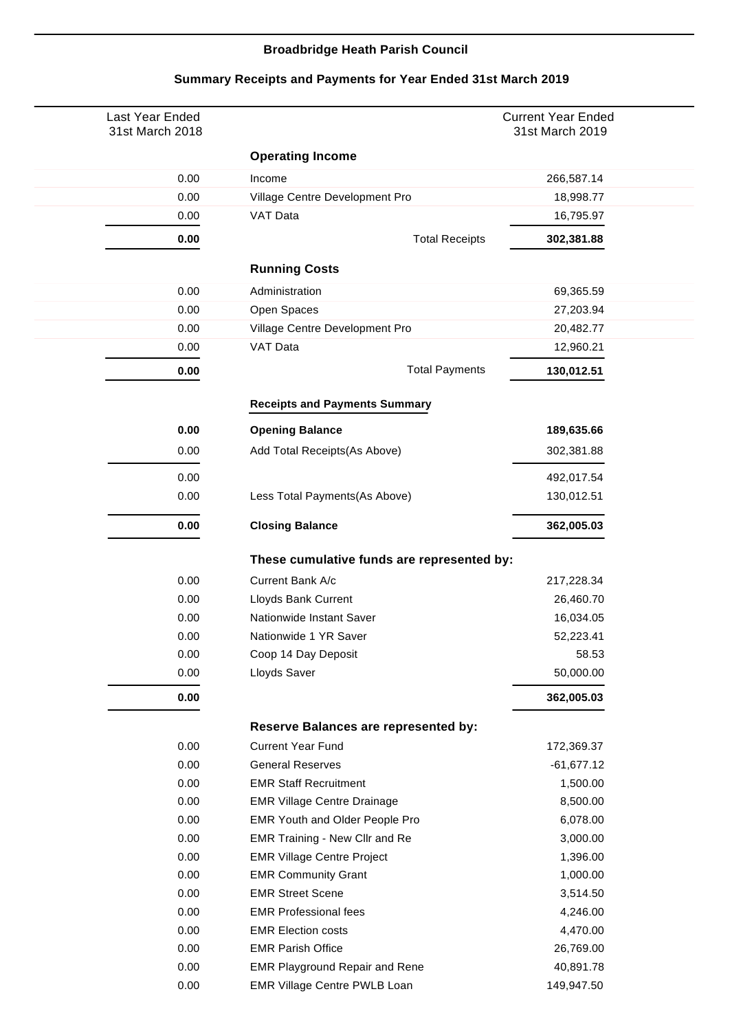# Broadbridge Heath Parish Council

## Summary Receipts and Payments for Year Ended 31st March 2019

| Last Year Ended 31st March 2018 | | Current Year Ended 31st March 2019 |
|---|---|---|
| | **Operating Income** | |
| 0.00 | Income | 266,587.14 |
| 0.00 | Village Centre Development Pro | 18,998.77 |
| 0.00 | VAT Data | 16,795.97 |
| **0.00** | Total Receipts | **302,381.88** |
| | **Running Costs** | |
| 0.00 | Administration | 69,365.59 |
| 0.00 | Open Spaces | 27,203.94 |
| 0.00 | Village Centre Development Pro | 20,482.77 |
| 0.00 | VAT Data | 12,960.21 |
| **0.00** | Total Payments | **130,012.51** |
| | **Receipts and Payments Summary** | |
| **0.00** | **Opening Balance** | **189,635.66** |
| 0.00 | Add Total Receipts(As Above) | 302,381.88 |
| 0.00 | | 492,017.54 |
| 0.00 | Less Total Payments(As Above) | 130,012.51 |
| **0.00** | **Closing Balance** | **362,005.03** |
| | **These cumulative funds are represented by:** | |
| 0.00 | Current Bank A/c | 217,228.34 |
| 0.00 | Lloyds Bank Current | 26,460.70 |
| 0.00 | Nationwide Instant Saver | 16,034.05 |
| 0.00 | Nationwide 1 YR Saver | 52,223.41 |
| 0.00 | Coop 14 Day Deposit | 58.53 |
| 0.00 | Lloyds Saver | 50,000.00 |
| **0.00** | | **362,005.03** |
| | **Reserve Balances are represented by:** | |
| 0.00 | Current Year Fund | 172,369.37 |
| 0.00 | General Reserves | -61,677.12 |
| 0.00 | EMR Staff Recruitment | 1,500.00 |
| 0.00 | EMR Village Centre Drainage | 8,500.00 |
| 0.00 | EMR Youth and Older People Pro | 6,078.00 |
| 0.00 | EMR Training - New Cllr and Re | 3,000.00 |
| 0.00 | EMR Village Centre Project | 1,396.00 |
| 0.00 | EMR Community Grant | 1,000.00 |
| 0.00 | EMR Street Scene | 3,514.50 |
| 0.00 | EMR Professional fees | 4,246.00 |
| 0.00 | EMR Election costs | 4,470.00 |
| 0.00 | EMR Parish Office | 26,769.00 |
| 0.00 | EMR Playground Repair and Rene | 40,891.78 |
| 0.00 | EMR Village Centre PWLB Loan | 149,947.50 |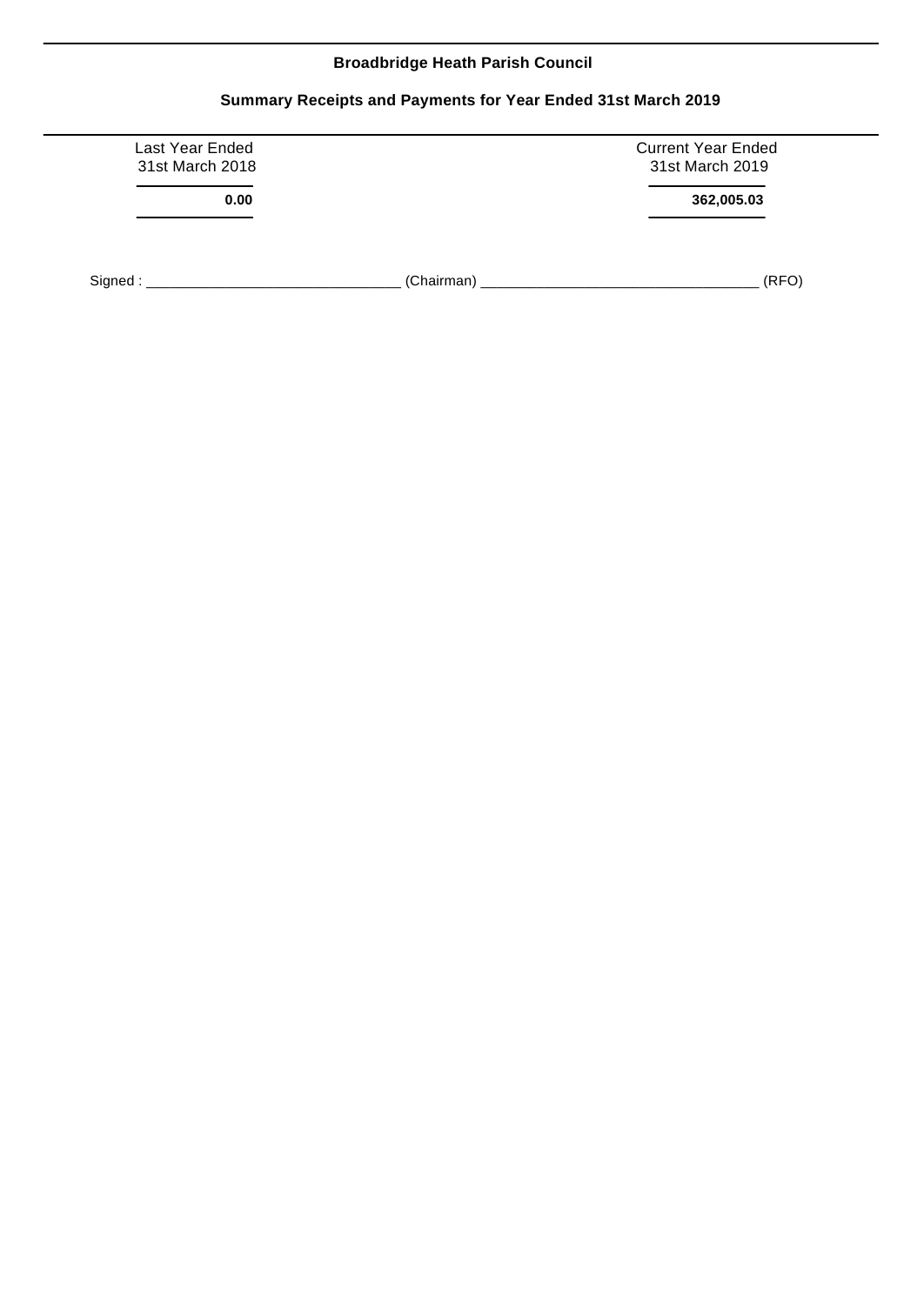**Broadbridge Heath Parish Council**

**Summary Receipts and Payments for Year Ended 31st March 2019**

| Last Year Ended 31st March 2018 | Current Year Ended 31st March 2019 |
|---|---|
| **0.00** | **362,005.03** |

Signed : ______________________________ (Chairman) _________________________________ (RFO)